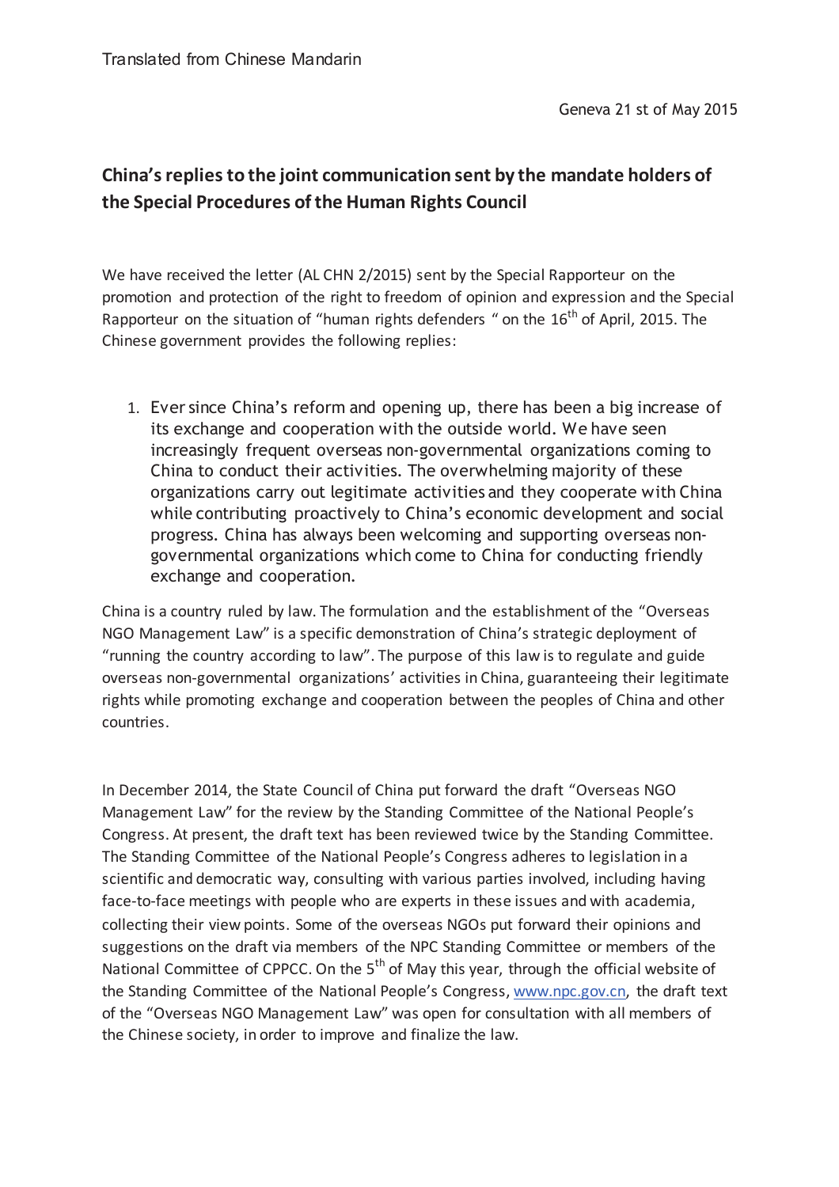Translated from Chinese Mandarin

Geneva 21 st of May 2015

## China's replies to the joint communication sent by the mandate holders of the Special Procedures of the Human Rights Council

We have received the letter (AL CHN 2/2015) sent by the Special Rapporteur on the promotion and protection of the right to freedom of opinion and expression and the Special Rapporteur on the situation of "human rights defenders " on the 16th of April, 2015. The Chinese government provides the following replies:

1. Ever since China's reform and opening up, there has been a big increase of its exchange and cooperation with the outside world. We have seen increasingly frequent overseas non-governmental organizations coming to China to conduct their activities. The overwhelming majority of these organizations carry out legitimate activities and they cooperate with China while contributing proactively to China's economic development and social progress. China has always been welcoming and supporting overseas non-governmental organizations which come to China for conducting friendly exchange and cooperation.

China is a country ruled by law. The formulation and the establishment of the "Overseas NGO Management Law" is a specific demonstration of China's strategic deployment of "running the country according to law". The purpose of this law is to regulate and guide overseas non-governmental organizations' activities in China, guaranteeing their legitimate rights while promoting exchange and cooperation between the peoples of China and other countries.

In December 2014, the State Council of China put forward the draft "Overseas NGO Management Law" for the review by the Standing Committee of the National People's Congress. At present, the draft text has been reviewed twice by the Standing Committee. The Standing Committee of the National People's Congress adheres to legislation in a scientific and democratic way, consulting with various parties involved, including having face-to-face meetings with people who are experts in these issues and with academia, collecting their view points. Some of the overseas NGOs put forward their opinions and suggestions on the draft via members of the NPC Standing Committee or members of the National Committee of CPPCC. On the 5th of May this year, through the official website of the Standing Committee of the National People's Congress, www.npc.gov.cn, the draft text of the "Overseas NGO Management Law" was open for consultation with all members of the Chinese society, in order to improve and finalize the law.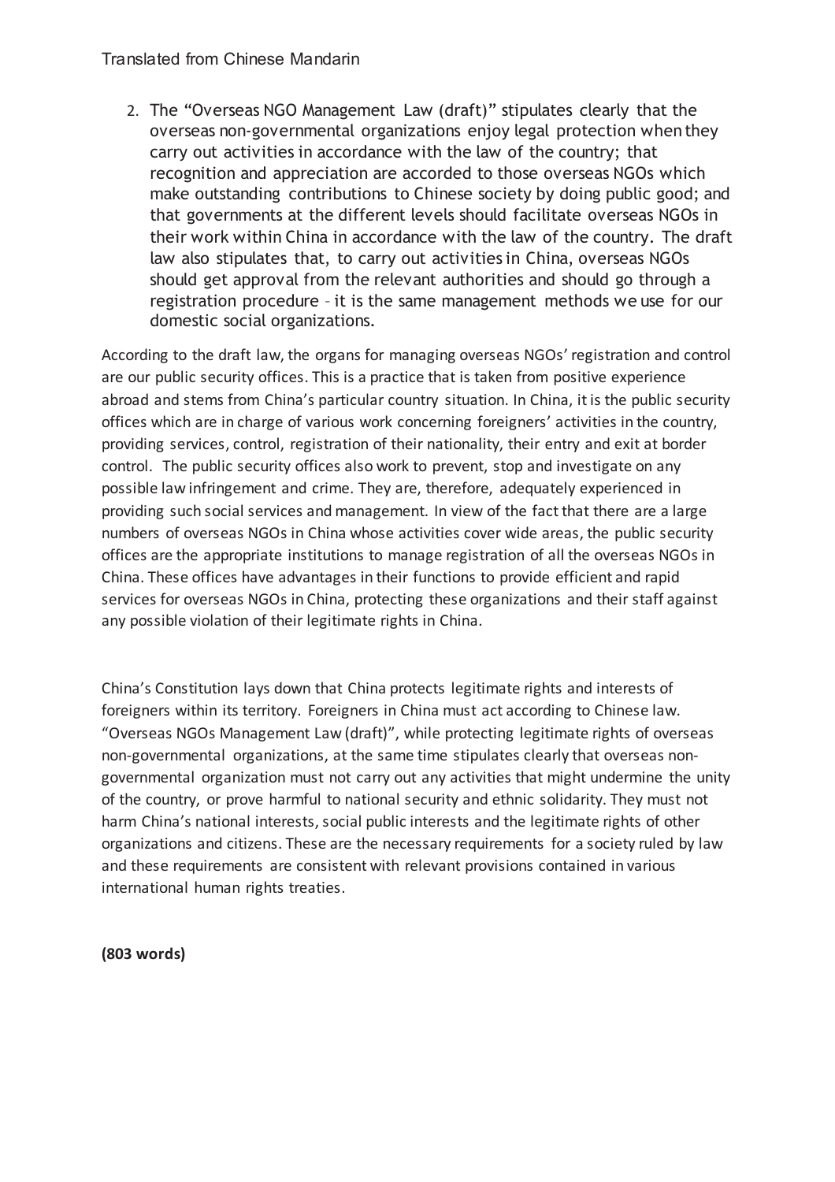Translated from Chinese Mandarin

2. The "Overseas NGO Management Law (draft)" stipulates clearly that the overseas non-governmental organizations enjoy legal protection when they carry out activities in accordance with the law of the country; that recognition and appreciation are accorded to those overseas NGOs which make outstanding contributions to Chinese society by doing public good; and that governments at the different levels should facilitate overseas NGOs in their work within China in accordance with the law of the country. The draft law also stipulates that, to carry out activities in China, overseas NGOs should get approval from the relevant authorities and should go through a registration procedure – it is the same management methods we use for our domestic social organizations.

According to the draft law, the organs for managing overseas NGOs' registration and control are our public security offices. This is a practice that is taken from positive experience abroad and stems from China's particular country situation. In China, it is the public security offices which are in charge of various work concerning foreigners' activities in the country, providing services, control, registration of their nationality, their entry and exit at border control. The public security offices also work to prevent, stop and investigate on any possible law infringement and crime. They are, therefore, adequately experienced in providing such social services and management. In view of the fact that there are a large numbers of overseas NGOs in China whose activities cover wide areas, the public security offices are the appropriate institutions to manage registration of all the overseas NGOs in China. These offices have advantages in their functions to provide efficient and rapid services for overseas NGOs in China, protecting these organizations and their staff against any possible violation of their legitimate rights in China.

China's Constitution lays down that China protects legitimate rights and interests of foreigners within its territory. Foreigners in China must act according to Chinese law. "Overseas NGOs Management Law (draft)", while protecting legitimate rights of overseas non-governmental organizations, at the same time stipulates clearly that overseas non-governmental organization must not carry out any activities that might undermine the unity of the country, or prove harmful to national security and ethnic solidarity. They must not harm China's national interests, social public interests and the legitimate rights of other organizations and citizens. These are the necessary requirements for a society ruled by law and these requirements are consistent with relevant provisions contained in various international human rights treaties.

**(803 words)**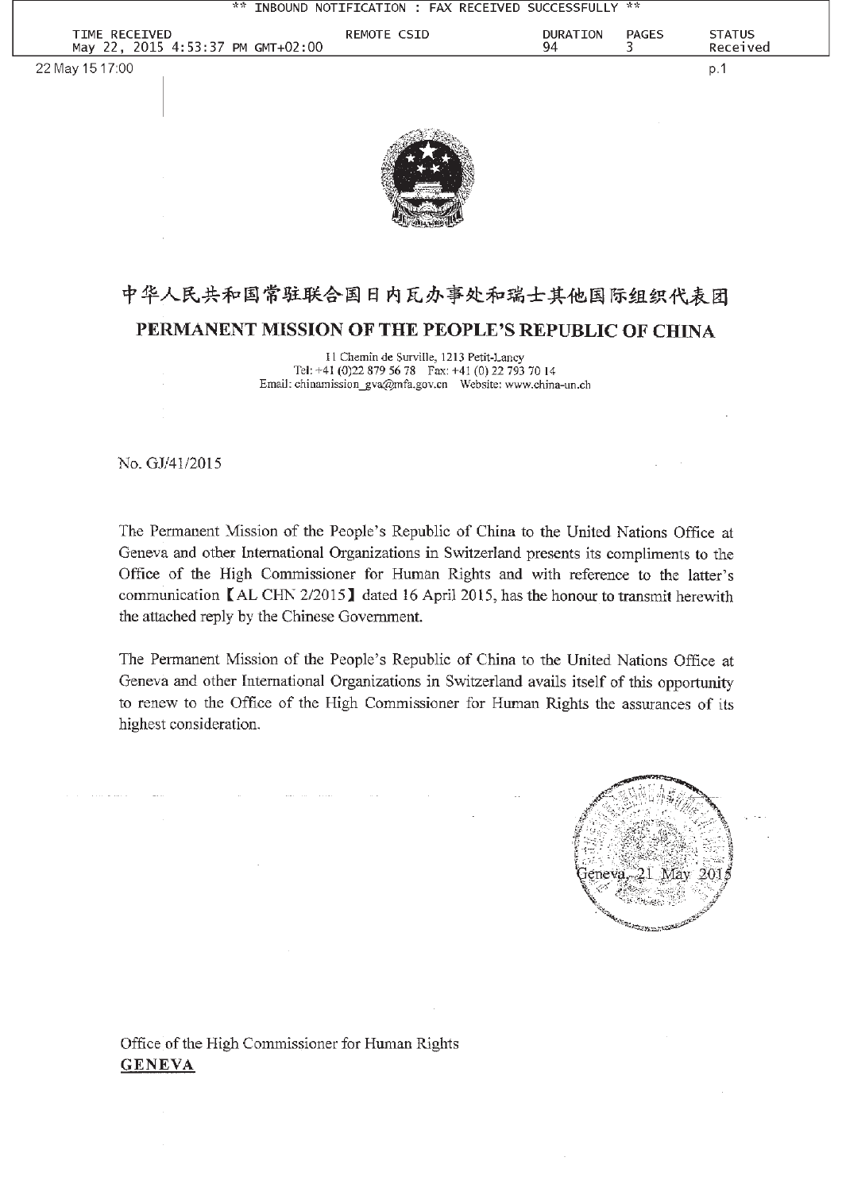** INBOUND NOTIFICATION : FAX RECEIVED SUCCESSFULLY **

| TIME RECEIVED | REMOTE CSID | DURATION | PAGES | STATUS |
|---|---|---|---|---|
| May 22, 2015 4:53:37 PM GMT+02:00 | | 94 | 3 | Received |

22 May 15 17:00

p.1

# 中华人民共和国常驻联合国日内瓦办事处和瑞士其他国际组织代表团

## PERMANENT MISSION OF THE PEOPLE'S REPUBLIC OF CHINA

11 Chemin de Surville, 1213 Petit-Lancy
Tel: +41 (0)22 879 56 78 Fax: +41 (0) 22 793 70 14
Email: chinamission_gva@mfa.gov.cn Website: www.china-un.ch

No. GJ/41/2015

The Permanent Mission of the People's Republic of China to the United Nations Office at Geneva and other International Organizations in Switzerland presents its compliments to the Office of the High Commissioner for Human Rights and with reference to the latter's communication 【AL CHN 2/2015】 dated 16 April 2015, has the honour to transmit herewith the attached reply by the Chinese Government.

The Permanent Mission of the People's Republic of China to the United Nations Office at Geneva and other International Organizations in Switzerland avails itself of this opportunity to renew to the Office of the High Commissioner for Human Rights the assurances of its highest consideration.

Geneva, 21 May 2015

Office of the High Commissioner for Human Rights
**GENEVA**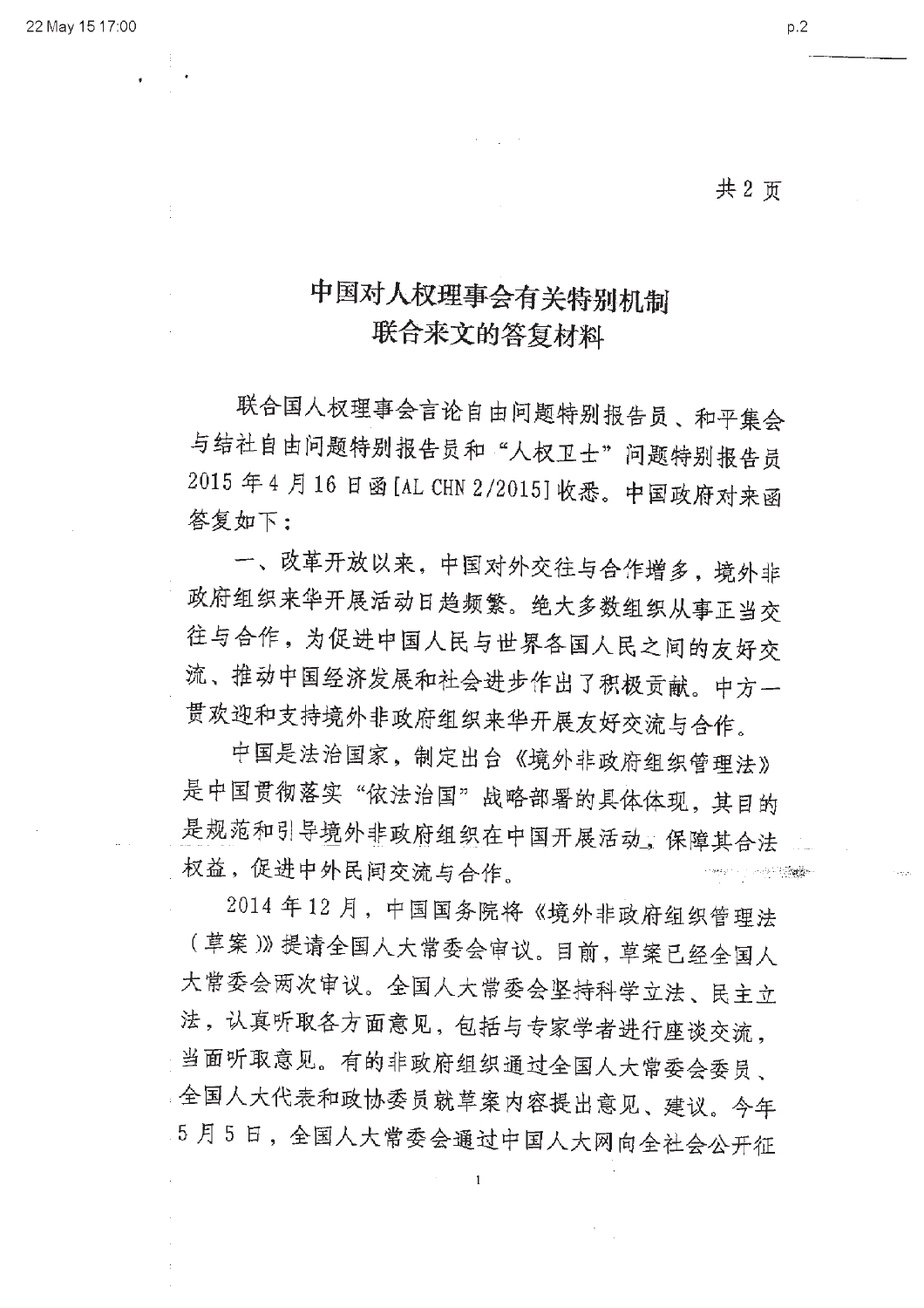共 2 页

# 中国对人权理事会有关特别机制联合来文的答复材料

联合国人权理事会言论自由问题特别报告员、和平集会与结社自由问题特别报告员和“人权卫士”问题特别报告员 2015 年 4 月 16 日函[AL CHN 2/2015]收悉。中国政府对来函答复如下：

一、改革开放以来，中国对外交往与合作增多，境外非政府组织来华开展活动日趋频繁。绝大多数组织从事正当交往与合作，为促进中国人民与世界各国人民之间的友好交流、推动中国经济发展和社会进步作出了积极贡献。中方一贯欢迎和支持境外非政府组织来华开展友好交流与合作。

中国是法治国家，制定出台《境外非政府组织管理法》是中国贯彻落实“依法治国”战略部署的具体体现，其目的是规范和引导境外非政府组织在中国开展活动，保障其合法权益，促进中外民间交流与合作。

2014 年 12 月，中国国务院将《境外非政府组织管理法（草案）》提请全国人大常委会审议。目前，草案已经全国人大常委会两次审议。全国人大常委会坚持科学立法、民主立法，认真听取各方面意见，包括与专家学者进行座谈交流，当面听取意见。有的非政府组织通过全国人大常委会委员、全国人大代表和政协委员就草案内容提出意见、建议。今年 5 月 5 日，全国人大常委会通过中国人大网向全社会公开征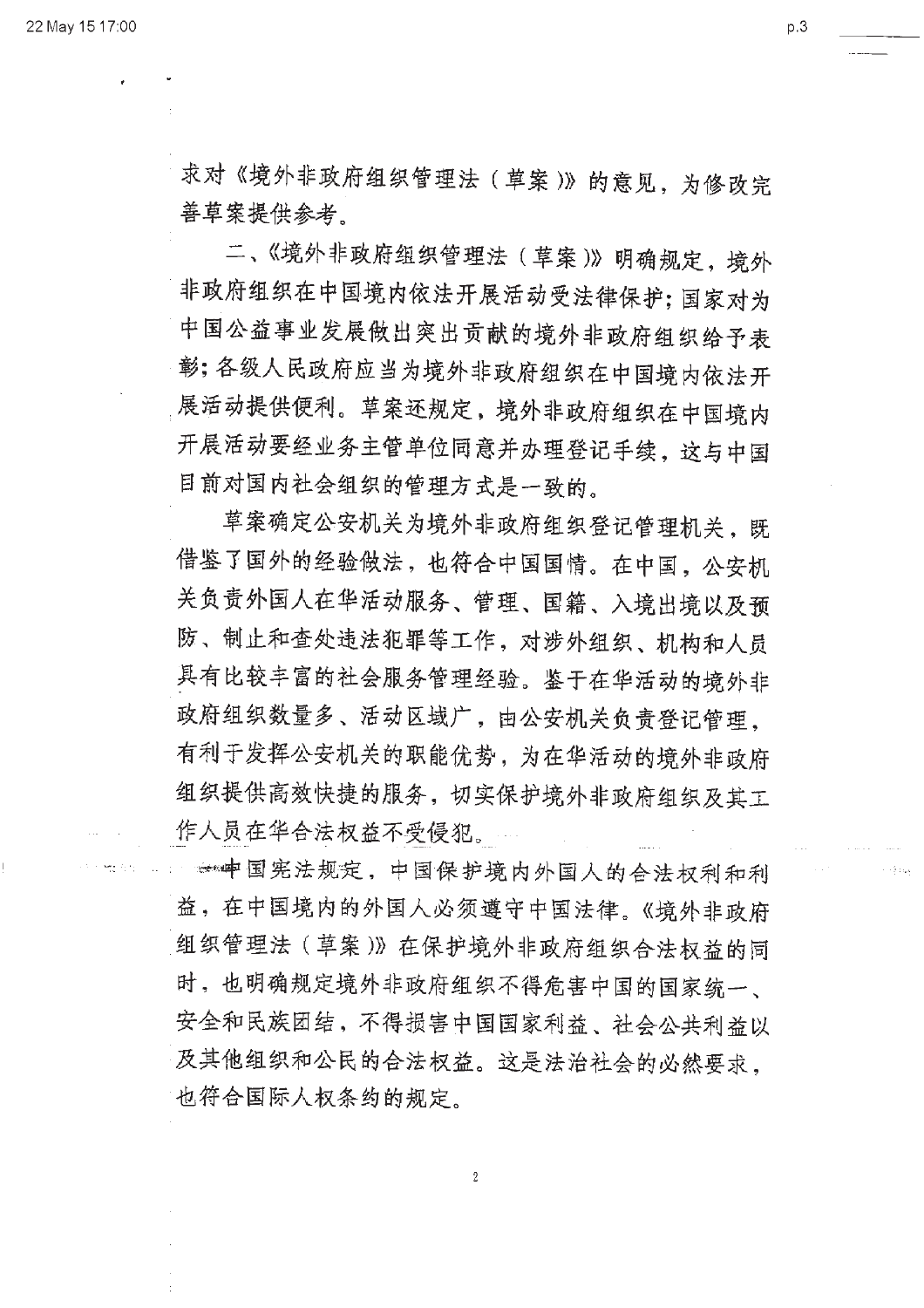求对《境外非政府组织管理法（草案）》的意见，为修改完善草案提供参考。

二、《境外非政府组织管理法（草案）》明确规定，境外非政府组织在中国境内依法开展活动受法律保护；国家对为中国公益事业发展做出突出贡献的境外非政府组织给予表彰；各级人民政府应当为境外非政府组织在中国境内依法开展活动提供便利。草案还规定，境外非政府组织在中国境内开展活动要经业务主管单位同意并办理登记手续，这与中国目前对国内社会组织的管理方式是一致的。

草案确定公安机关为境外非政府组织登记管理机关，既借鉴了国外的经验做法，也符合中国国情。在中国，公安机关负责外国人在华活动服务、管理、国籍、入境出境以及预防、制止和查处违法犯罪等工作，对涉外组织、机构和人员具有比较丰富的社会服务管理经验。鉴于在华活动的境外非政府组织数量多、活动区域广，由公安机关负责登记管理，有利于发挥公安机关的职能优势，为在华活动的境外非政府组织提供高效快捷的服务，切实保护境外非政府组织及其工作人员在华合法权益不受侵犯。

中国宪法规定，中国保护境内外国人的合法权利和利益，在中国境内的外国人必须遵守中国法律。《境外非政府组织管理法（草案）》在保护境外非政府组织合法权益的同时，也明确规定境外非政府组织不得危害中国的国家统一、安全和民族团结，不得损害中国国家利益、社会公共利益以及其他组织和公民的合法权益。这是法治社会的必然要求，也符合国际人权条约的规定。